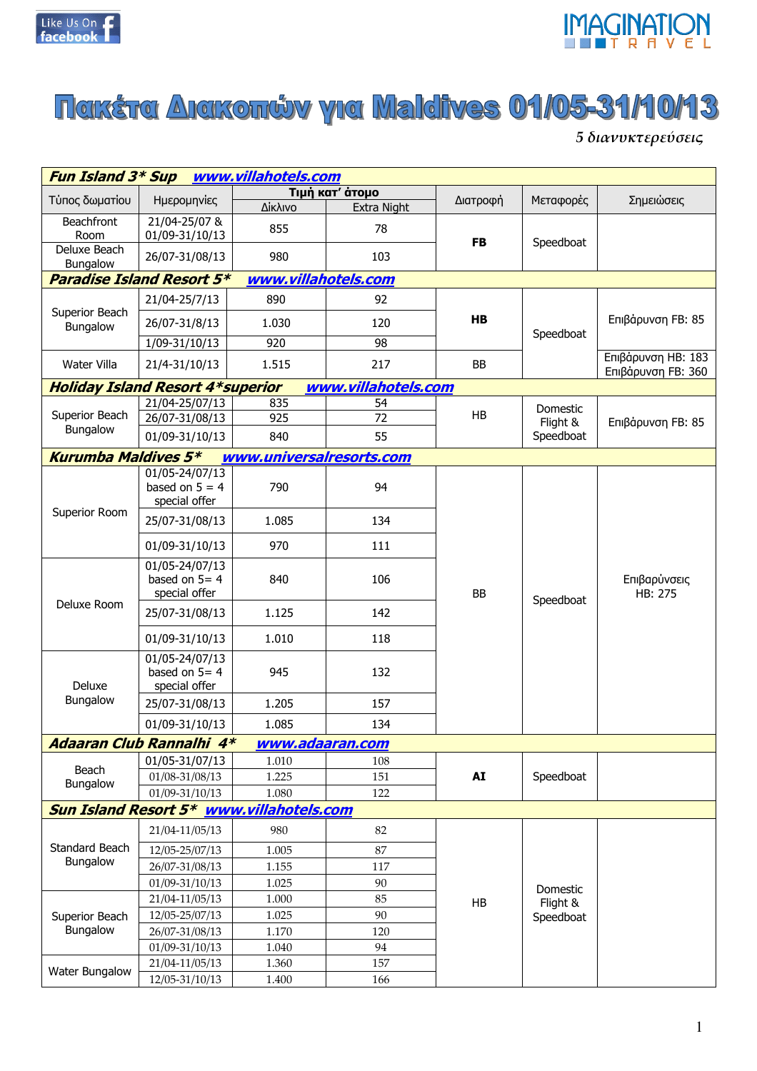Like Us On facebook

IMAGINATION TRAVEL

# Πακέτα Διακοπών για Maldives 01/05-31/10/13

*5 διανυκτερεύσεις*

| Τύπος δωματίου | Ημερομηνίες | Τιμή κατ' άτομο | | Διατροφή | Μεταφορές | Σημειώσεις |
|---|---|---|---|---|---|---|
| | | Δίκλινο | Extra Night | | | |
| **Fun Island 3\* Sup** www.villahotels.com | | | | | | |
| Beachfront Room | 21/04-25/07 & 01/09-31/10/13 | 855 | 78 | **FB** | Speedboat | |
| Deluxe Beach Bungalow | 26/07-31/08/13 | 980 | 103 | | | |
| **Paradise Island Resort 5\*** www.villahotels.com | | | | | | |
| Superior Beach Bungalow | 21/04-25/7/13 | 890 | 92 | **HB** | Speedboat | Επιβάρυνση FB: 85 |
| | 26/07-31/8/13 | 1.030 | 120 | | | |
| | 1/09-31/10/13 | 920 | 98 | | | |
| Water Villa | 21/4-31/10/13 | 1.515 | 217 | BB | | Επιβάρυνση HB: 183<br>Επιβάρυνση FB: 360 |
| **Holiday Island Resort 4\*superior** www.villahotels.com | | | | | | |
| Superior Beach Bungalow | 21/04-25/07/13 | 835 | 54 | HB | Domestic Flight & Speedboat | Επιβάρυνση FB: 85 |
| | 26/07-31/08/13 | 925 | 72 | | | |
| | 01/09-31/10/13 | 840 | 55 | | | |
| **Kurumba Maldives 5\*** www.universalresorts.com | | | | | | |
| Superior Room | 01/05-24/07/13 based on 5 = 4 special offer | 790 | 94 | BB | Speedboat | Επιβαρύνσεις HB: 275 |
| | 25/07-31/08/13 | 1.085 | 134 | | | |
| | 01/09-31/10/13 | 970 | 111 | | | |
| Deluxe Room | 01/05-24/07/13 based on 5= 4 special offer | 840 | 106 | | | |
| | 25/07-31/08/13 | 1.125 | 142 | | | |
| | 01/09-31/10/13 | 1.010 | 118 | | | |
| Deluxe Bungalow | 01/05-24/07/13 based on 5= 4 special offer | 945 | 132 | | | |
| | 25/07-31/08/13 | 1.205 | 157 | | | |
| | 01/09-31/10/13 | 1.085 | 134 | | | |
| **Adaaran Club Rannalhi 4\*** www.adaaran.com | | | | | | |
| Beach Bungalow | 01/05-31/07/13 | 1.010 | 108 | **AI** | Speedboat | |
| | 01/08-31/08/13 | 1.225 | 151 | | | |
| | 01/09-31/10/13 | 1.080 | 122 | | | |
| **Sun Island Resort 5\*** www.villahotels.com | | | | | | |
| Standard Beach Bungalow | 21/04-11/05/13 | 980 | 82 | HB | Domestic Flight & Speedboat | |
| | 12/05-25/07/13 | 1.005 | 87 | | | |
| | 26/07-31/08/13 | 1.155 | 117 | | | |
| | 01/09-31/10/13 | 1.025 | 90 | | | |
| Superior Beach Bungalow | 21/04-11/05/13 | 1.000 | 85 | | | |
| | 12/05-25/07/13 | 1.025 | 90 | | | |
| | 26/07-31/08/13 | 1.170 | 120 | | | |
| | 01/09-31/10/13 | 1.040 | 94 | | | |
| Water Bungalow | 21/04-11/05/13 | 1.360 | 157 | | | |
| | 12/05-31/10/13 | 1.400 | 166 | | | |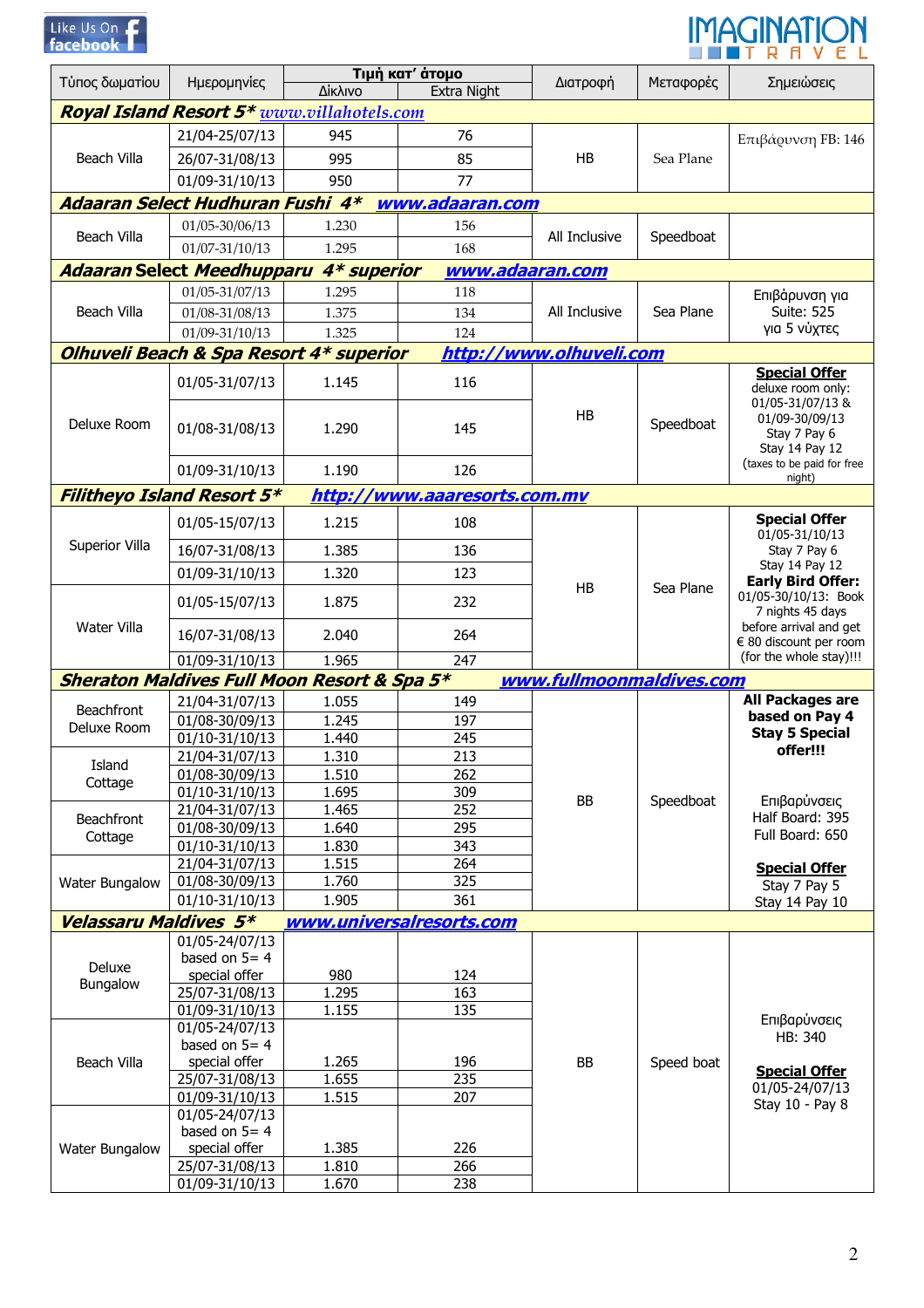Like Us On facebook

IMAGINATION TRAVEL

| Τύπος δωματίου | Ημερομηνίες | Τιμή κατ' άτομο | | Διατροφή | Μεταφορές | Σημειώσεις |
|---|---|---|---|---|---|---|
| | | Δίκλινο | Extra Night | | | |
| ***Royal Island Resort 5\**** *www.villahotels.com* | | | | | | |
| Beach Villa | 21/04-25/07/13 | 945 | 76 | HB | Sea Plane | Επιβάρυνση FB: 146 |
| | 26/07-31/08/13 | 995 | 85 | | | |
| | 01/09-31/10/13 | 950 | 77 | | | |
| ***Adaaran Select Hudhuran Fushi 4\**** ***www.adaaran.com*** | | | | | | |
| Beach Villa | 01/05-30/06/13 | 1.230 | 156 | All Inclusive | Speedboat | |
| | 01/07-31/10/13 | 1.295 | 168 | | | |
| ***Adaaran Select Meedhupparu 4\* superior*** ***www.adaaran.com*** | | | | | | |
| Beach Villa | 01/05-31/07/13 | 1.295 | 118 | All Inclusive | Sea Plane | Επιβάρυνση για Suite: 525 για 5 νύχτες |
| | 01/08-31/08/13 | 1.375 | 134 | | | |
| | 01/09-31/10/13 | 1.325 | 124 | | | |
| ***Olhuveli Beach & Spa Resort 4\* superior*** ***http://www.olhuveli.com*** | | | | | | |
| Deluxe Room | 01/05-31/07/13 | 1.145 | 116 | HB | Speedboat | **Special Offer** deluxe room only: 01/05-31/07/13 & 01/09-30/09/13 Stay 7 Pay 6 Stay 14 Pay 12 (taxes to be paid for free night) |
| | 01/08-31/08/13 | 1.290 | 145 | | | |
| | 01/09-31/10/13 | 1.190 | 126 | | | |
| ***Filitheyo Island Resort 5\**** ***http://www.aaaresorts.com.mv*** | | | | | | |
| Superior Villa | 01/05-15/07/13 | 1.215 | 108 | HB | Sea Plane | **Special Offer** 01/05-31/10/13 Stay 7 Pay 6 Stay 14 Pay 12 **Early Bird Offer:** 01/05-30/10/13: Book 7 nights 45 days before arrival and get € 80 discount per room (for the whole stay)!!! |
| | 16/07-31/08/13 | 1.385 | 136 | | | |
| | 01/09-31/10/13 | 1.320 | 123 | | | |
| Water Villa | 01/05-15/07/13 | 1.875 | 232 | | | |
| | 16/07-31/08/13 | 2.040 | 264 | | | |
| | 01/09-31/10/13 | 1.965 | 247 | | | |
| ***Sheraton Maldives Full Moon Resort & Spa 5\**** ***www.fullmoonmaldives.com*** | | | | | | |
| Beachfront Deluxe Room | 21/04-31/07/13 | 1.055 | 149 | BB | Speedboat | **All Packages are based on Pay 4 Stay 5 Special offer!!!** Επιβαρύνσεις Half Board: 395 Full Board: 650 **Special Offer** Stay 7 Pay 5 Stay 14 Pay 10 |
| | 01/08-30/09/13 | 1.245 | 197 | | | |
| | 01/10-31/10/13 | 1.440 | 245 | | | |
| Island Cottage | 21/04-31/07/13 | 1.310 | 213 | | | |
| | 01/08-30/09/13 | 1.510 | 262 | | | |
| | 01/10-31/10/13 | 1.695 | 309 | | | |
| Beachfront Cottage | 21/04-31/07/13 | 1.465 | 252 | | | |
| | 01/08-30/09/13 | 1.640 | 295 | | | |
| | 01/10-31/10/13 | 1.830 | 343 | | | |
| Water Bungalow | 21/04-31/07/13 | 1.515 | 264 | | | |
| | 01/08-30/09/13 | 1.760 | 325 | | | |
| | 01/10-31/10/13 | 1.905 | 361 | | | |
| ***Velassaru Maldives 5\**** ***www.universalresorts.com*** | | | | | | |
| Deluxe Bungalow | 01/05-24/07/13 based on 5= 4 special offer | 980 | 124 | BB | Speed boat | Επιβαρύνσεις HB: 340 **Special Offer** 01/05-24/07/13 Stay 10 - Pay 8 |
| | 25/07-31/08/13 | 1.295 | 163 | | | |
| | 01/09-31/10/13 | 1.155 | 135 | | | |
| Beach Villa | 01/05-24/07/13 based on 5= 4 special offer | 1.265 | 196 | | | |
| | 25/07-31/08/13 | 1.655 | 235 | | | |
| | 01/09-31/10/13 | 1.515 | 207 | | | |
| Water Bungalow | 01/05-24/07/13 based on 5= 4 special offer | 1.385 | 226 | | | |
| | 25/07-31/08/13 | 1.810 | 266 | | | |
| | 01/09-31/10/13 | 1.670 | 238 | | | |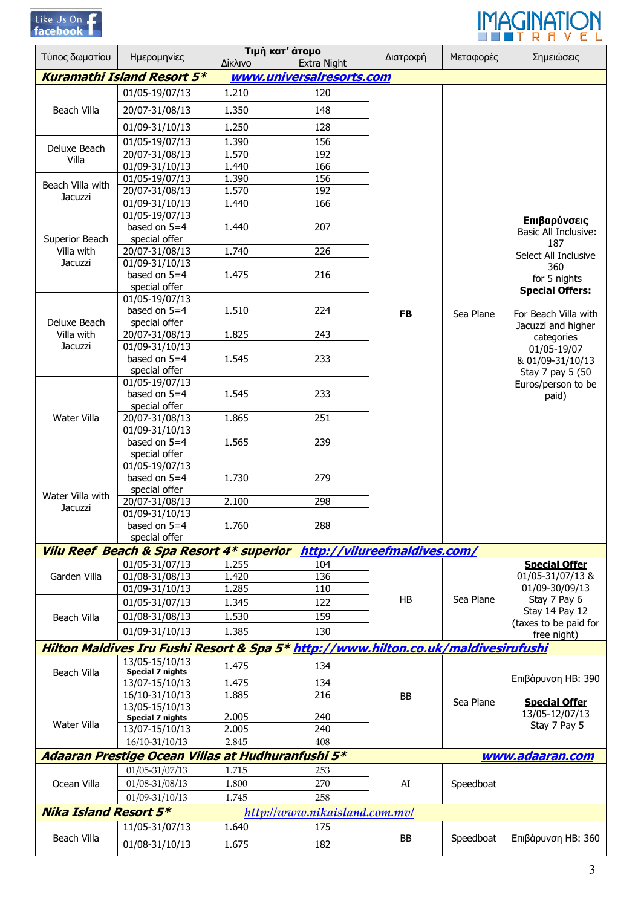| Τύπος δωματίου | Ημερομηνίες | Τιμή κατ' άτομο | | Διατροφή | Μεταφορές | Σημειώσεις |
|---|---|---|---|---|---|---|
| | | Δίκλινο | Extra Night | | | |
| **Kuramathi Island Resort 5*** | **www.universalresorts.com** | | | | | |
| Beach Villa | 01/05-19/07/13 | 1.210 | 120 | FB | Sea Plane | **Επιβαρύνσεις** Basic All Inclusive: 187 Select All Inclusive 360 for 5 nights **Special Offers:** For Beach Villa with Jacuzzi and higher categories 01/05-19/07 & 01/09-31/10/13 Stay 7 pay 5 (50 Euros/person to be paid) |
| | 20/07-31/08/13 | 1.350 | 148 | | | |
| | 01/09-31/10/13 | 1.250 | 128 | | | |
| Deluxe Beach Villa | 01/05-19/07/13 | 1.390 | 156 | | | |
| | 20/07-31/08/13 | 1.570 | 192 | | | |
| | 01/09-31/10/13 | 1.440 | 166 | | | |
| Beach Villa with Jacuzzi | 01/05-19/07/13 | 1.390 | 156 | | | |
| | 20/07-31/08/13 | 1.570 | 192 | | | |
| | 01/09-31/10/13 | 1.440 | 166 | | | |
| Superior Beach Villa with Jacuzzi | 01/05-19/07/13 based on 5=4 special offer | 1.440 | 207 | | | |
| | 20/07-31/08/13 | 1.740 | 226 | | | |
| | 01/09-31/10/13 based on 5=4 special offer | 1.475 | 216 | | | |
| Deluxe Beach Villa with Jacuzzi | 01/05-19/07/13 based on 5=4 special offer | 1.510 | 224 | | | |
| | 20/07-31/08/13 | 1.825 | 243 | | | |
| | 01/09-31/10/13 based on 5=4 special offer | 1.545 | 233 | | | |
| Water Villa | 01/05-19/07/13 based on 5=4 special offer | 1.545 | 233 | | | |
| | 20/07-31/08/13 | 1.865 | 251 | | | |
| | 01/09-31/10/13 based on 5=4 special offer | 1.565 | 239 | | | |
| Water Villa with Jacuzzi | 01/05-19/07/13 based on 5=4 special offer | 1.730 | 279 | | | |
| | 20/07-31/08/13 | 2.100 | 298 | | | |
| | 01/09-31/10/13 based on 5=4 special offer | 1.760 | 288 | | | |
| **Vilu Reef Beach & Spa Resort 4* superior** | **http://vilureefmaldives.com/** | | | | | |
| Garden Villa | 01/05-31/07/13 | 1.255 | 104 | HB | Sea Plane | **Special Offer** 01/05-31/07/13 & 01/09-30/09/13 Stay 7 Pay 6 Stay 14 Pay 12 (taxes to be paid for free night) |
| | 01/08-31/08/13 | 1.420 | 136 | | | |
| | 01/09-31/10/13 | 1.285 | 110 | | | |
| Beach Villa | 01/05-31/07/13 | 1.345 | 122 | | | |
| | 01/08-31/08/13 | 1.530 | 159 | | | |
| | 01/09-31/10/13 | 1.385 | 130 | | | |
| **Hilton Maldives Iru Fushi Resort & Spa 5*** | **http://www.hilton.co.uk/maldivesirufushi** | | | | | |
| Beach Villa | 13/05-15/10/13 Special 7 nights | 1.475 | 134 | BB | Sea Plane | Επιβάρυνση HB: 390 **Special Offer** 13/05-12/07/13 Stay 7 Pay 5 |
| | 13/07-15/10/13 | 1.475 | 134 | | | |
| | 16/10-31/10/13 | 1.885 | 216 | | | |
| Water Villa | 13/05-15/10/13 Special 7 nights | 2.005 | 240 | | | |
| | 13/07-15/10/13 | 2.005 | 240 | | | |
| | 16/10-31/10/13 | 2.845 | 408 | | | |
| **Adaaran Prestige Ocean Villas at Hudhuranfushi 5*** | | | | | | **www.adaaran.com** |
| Ocean Villa | 01/05-31/07/13 | 1.715 | 253 | AI | Speedboat | |
| | 01/08-31/08/13 | 1.800 | 270 | | | |
| | 01/09-31/10/13 | 1.745 | 258 | | | |
| **Nika Island Resort 5*** | | http://www.nikaisland.com.mv/ | | | | |
| Beach Villa | 11/05-31/07/13 | 1.640 | 175 | BB | Speedboat | Επιβάρυνση HB: 360 |
| | 01/08-31/10/13 | 1.675 | 182 | | | |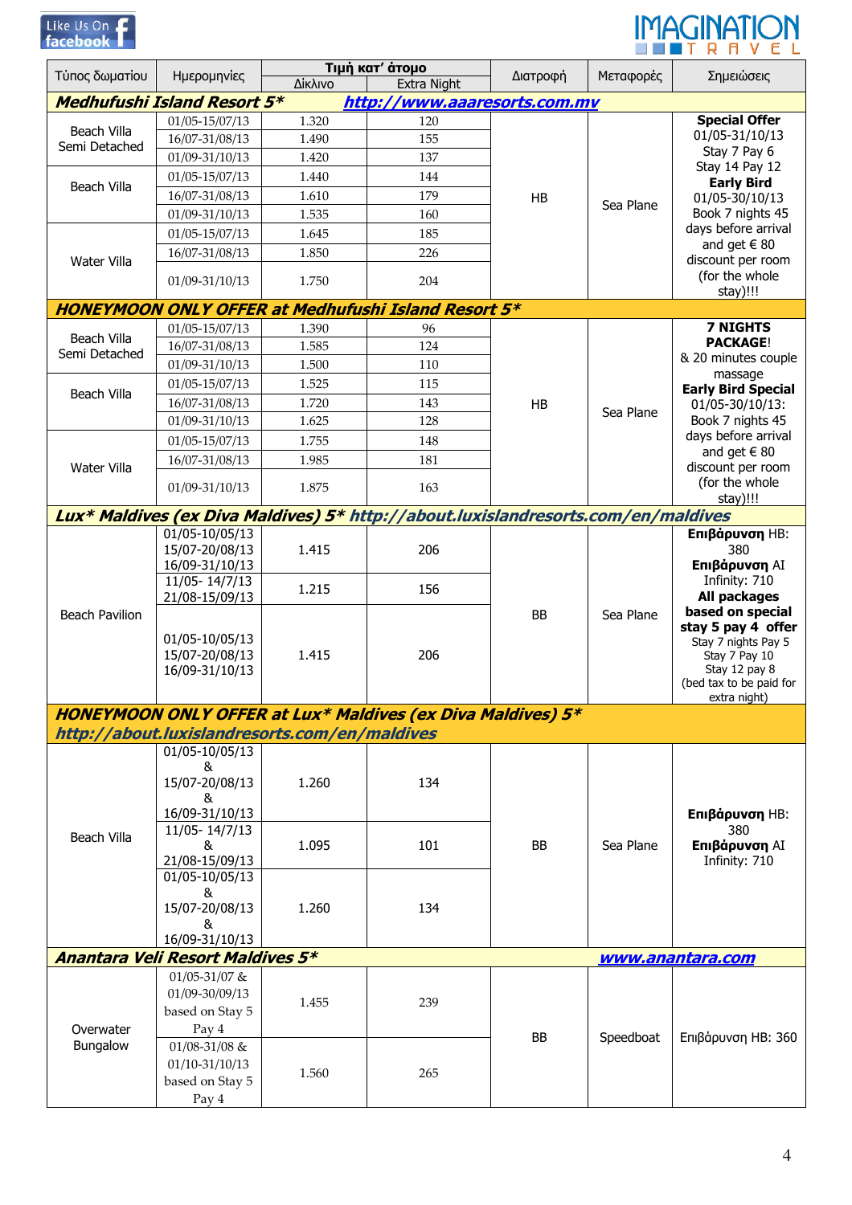| Τύπος δωματίου | Ημερομηνίες | Τιμή κατ' άτομο | | Διατροφή | Μεταφορές | Σημειώσεις |
|---|---|---|---|---|---|---|
| | | Δίκλινο | Extra Night | | | |
| **Medhufushi Island Resort 5*** | | **http://www.aaaresorts.com.mv** | | | | |
| Beach Villa Semi Detached | 01/05-15/07/13 | 1.320 | 120 | HB | Sea Plane | **Special Offer** 01/05-31/10/13 Stay 7 Pay 6 Stay 14 Pay 12 **Early Bird** 01/05-30/10/13 Book 7 nights 45 days before arrival and get € 80 discount per room (for the whole stay)!!! |
| | 16/07-31/08/13 | 1.490 | 155 | | | |
| | 01/09-31/10/13 | 1.420 | 137 | | | |
| Beach Villa | 01/05-15/07/13 | 1.440 | 144 | | | |
| | 16/07-31/08/13 | 1.610 | 179 | | | |
| | 01/09-31/10/13 | 1.535 | 160 | | | |
| Water Villa | 01/05-15/07/13 | 1.645 | 185 | | | |
| | 16/07-31/08/13 | 1.850 | 226 | | | |
| | 01/09-31/10/13 | 1.750 | 204 | | | |
| **HONEYMOON ONLY OFFER at Medhufushi Island Resort 5*** | | | | | | |
| Beach Villa Semi Detached | 01/05-15/07/13 | 1.390 | 96 | HB | Sea Plane | **7 NIGHTS PACKAGE**! & 20 minutes couple massage **Early Bird Special** 01/05-30/10/13: Book 7 nights 45 days before arrival and get € 80 discount per room (for the whole stay)!!! |
| | 16/07-31/08/13 | 1.585 | 124 | | | |
| | 01/09-31/10/13 | 1.500 | 110 | | | |
| Beach Villa | 01/05-15/07/13 | 1.525 | 115 | | | |
| | 16/07-31/08/13 | 1.720 | 143 | | | |
| | 01/09-31/10/13 | 1.625 | 128 | | | |
| Water Villa | 01/05-15/07/13 | 1.755 | 148 | | | |
| | 16/07-31/08/13 | 1.985 | 181 | | | |
| | 01/09-31/10/13 | 1.875 | 163 | | | |
| **Lux* Maldives (ex Diva Maldives) 5* http://about.luxislandresorts.com/en/maldives** | | | | | | |
| Beach Pavilion | 01/05-10/05/13 15/07-20/08/13 16/09-31/10/13 | 1.415 | 206 | BB | Sea Plane | **Επιβάρυνση** HB: 380 **Επιβάρυνση** AI Infinity: 710 **All packages based on special stay 5 pay 4 offer** Stay 7 nights Pay 5 Stay 7 Pay 10 Stay 12 pay 8 (bed tax to be paid for extra night) |
| | 11/05- 14/7/13 21/08-15/09/13 | 1.215 | 156 | | | |
| | 01/05-10/05/13 15/07-20/08/13 16/09-31/10/13 | 1.415 | 206 | | | |
| **HONEYMOON ONLY OFFER at Lux* Maldives (ex Diva Maldives) 5* http://about.luxislandresorts.com/en/maldives** | | | | | | |
| Beach Villa | 01/05-10/05/13 & 15/07-20/08/13 & 16/09-31/10/13 | 1.260 | 134 | BB | Sea Plane | **Επιβάρυνση** HB: 380 **Επιβάρυνση** AI Infinity: 710 |
| | 11/05- 14/7/13 & 21/08-15/09/13 | 1.095 | 101 | | | |
| | 01/05-10/05/13 & 15/07-20/08/13 & 16/09-31/10/13 | 1.260 | 134 | | | |
| **Anantara Veli Resort Maldives 5*** | | | | | | **www.anantara.com** |
| Overwater Bungalow | 01/05-31/07 & 01/09-30/09/13 based on Stay 5 Pay 4 | 1.455 | 239 | BB | Speedboat | Επιβάρυνση HB: 360 |
| | 01/08-31/08 & 01/10-31/10/13 based on Stay 5 Pay 4 | 1.560 | 265 | | | |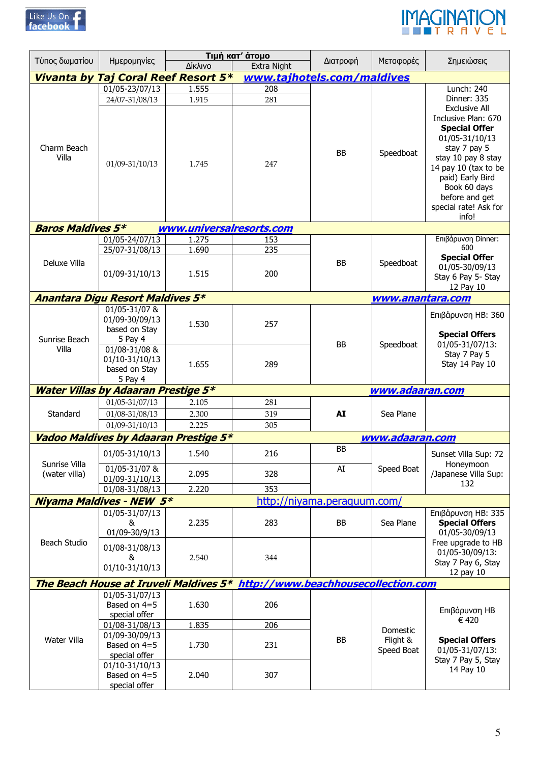| Τύπος δωματίου | Ημερομηνίες | Τιμή κατ' άτομο | | Διατροφή | Μεταφορές | Σημειώσεις |
|---|---|---|---|---|---|---|
| | | Δίκλινο | Extra Night | | | |
| ***Vivanta by Taj Coral Reef Resort 5**** | ***www.tajhotels.com/maldives*** | | | | | |
| Charm Beach Villa | 01/05-23/07/13 | 1.555 | 208 | BB | Speedboat | Lunch: 240 Dinner: 335 Exclusive All Inclusive Plan: 670 **Special Offer** 01/05-31/10/13 stay 7 pay 5 stay 10 pay 8 stay 14 pay 10 (tax to be paid) Early Bird Book 60 days before and get special rate! Ask for info! |
| | 24/07-31/08/13 | 1.915 | 281 | | | |
| | 01/09-31/10/13 | 1.745 | 247 | | | |
| ***Baros Maldives 5**** | ***www.universalresorts.com*** | | | | | |
| Deluxe Villa | 01/05-24/07/13 | 1.275 | 153 | BB | Speedboat | Επιβάρυνση Dinner: 600 **Special Offer** 01/05-30/09/13 Stay 6 Pay 5- Stay 12 Pay 10 |
| | 25/07-31/08/13 | 1.690 | 235 | | | |
| | 01/09-31/10/13 | 1.515 | 200 | | | |
| ***Anantara Digu Resort Maldives 5**** | | | | | ***www.anantara.com*** | |
| Sunrise Beach Villa | 01/05-31/07 & 01/09-30/09/13 based on Stay 5 Pay 4 | 1.530 | 257 | BB | Speedboat | Επιβάρυνση HB: 360 **Special Offers** 01/05-31/07/13: Stay 7 Pay 5 Stay 14 Pay 10 |
| | 01/08-31/08 & 01/10-31/10/13 based on Stay 5 Pay 4 | 1.655 | 289 | | | |
| ***Water Villas by Adaaran Prestige 5**** | | | | | ***www.adaaran.com*** | |
| Standard | 01/05-31/07/13 | 2.105 | 281 | **AI** | Sea Plane | |
| | 01/08-31/08/13 | 2.300 | 319 | | | |
| | 01/09-31/10/13 | 2.225 | 305 | | | |
| ***Vadoo Maldives by Adaaran Prestige 5**** | | | | | ***www.adaaran.com*** | |
| Sunrise Villa (water villa) | 01/05-31/10/13 | 1.540 | 216 | BB | Speed Boat | Sunset Villa Sup: 72 Honeymoon /Japanese Villa Sup: 132 |
| | 01/05-31/07 & 01/09-31/10/13 | 2.095 | 328 | AI | | |
| | 01/08-31/08/13 | 2.220 | 353 | | | |
| ***Niyama Maldives - NEW 5**** | | | http://niyama.peraquum.com/ | | | |
| Beach Studio | 01/05-31/07/13 & 01/09-30/9/13 | 2.235 | 283 | BB | Sea Plane | Επιβάρυνση HB: 335 **Special Offers** 01/05-30/09/13 Free upgrade to HB 01/05-30/09/13: Stay 7 Pay 6, Stay 12 pay 10 |
| | 01/08-31/08/13 & 01/10-31/10/13 | 2.540 | 344 | | | |
| ***The Beach House at Iruveli Maldives 5**** | ***http://www.beachhousecollection.com*** | | | | | |
| Water Villa | 01/05-31/07/13 Based on 4=5 special offer | 1.630 | 206 | BB | Domestic Flight & Speed Boat | Επιβάρυνση HB € 420 **Special Offers** 01/05-31/07/13: Stay 7 Pay 5, Stay 14 Pay 10 |
| | 01/08-31/08/13 | 1.835 | 206 | | | |
| | 01/09-30/09/13 Based on 4=5 special offer | 1.730 | 231 | | | |
| | 01/10-31/10/13 Based on 4=5 special offer | 2.040 | 307 | | | |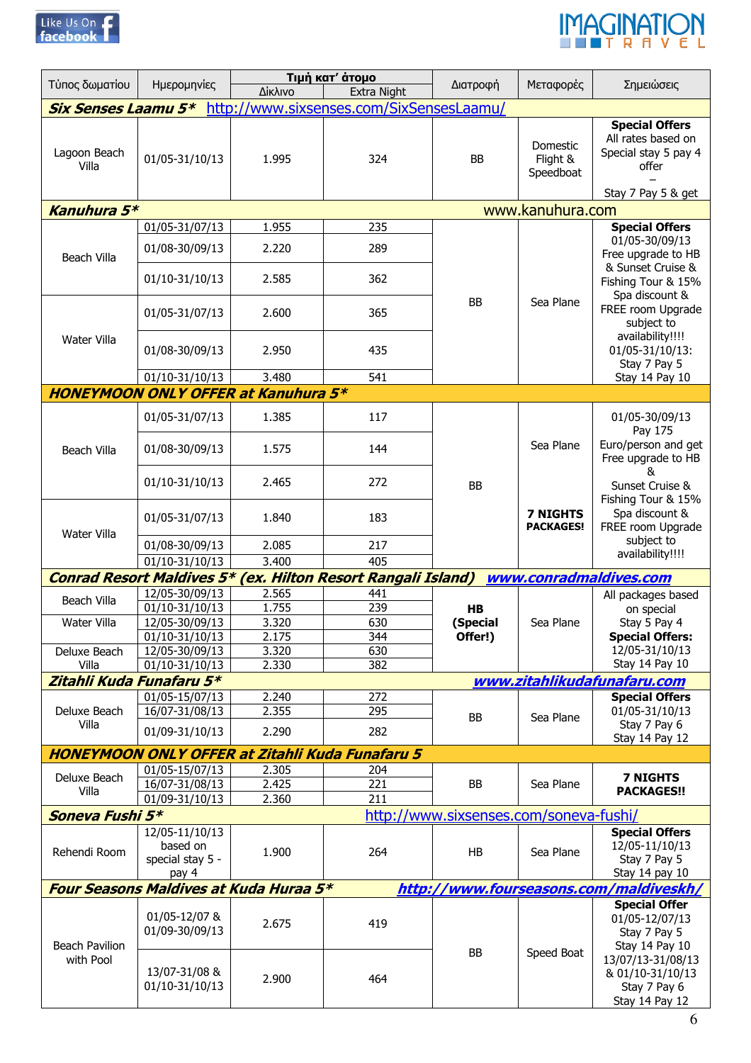| Τύπος δωματίου | Ημερομηνίες | Τιμή κατ' άτομο | | Διατροφή | Μεταφορές | Σημειώσεις |
|---|---|---|---|---|---|---|
| | | Δίκλινο | Extra Night | | | |
| ***Six Senses Laamu 5**** http://www.sixsenses.com/SixSensesLaamu/ | | | | | | |
| Lagoon Beach Villa | 01/05-31/10/13 | 1.995 | 324 | BB | Domestic Flight & Speedboat | **Special Offers** All rates based on Special stay 5 pay 4 offer – Stay 7 Pay 5 & get |
| ***Kanuhura 5**** www.kanuhura.com | | | | | | |
| Beach Villa | 01/05-31/07/13 | 1.955 | 235 | BB | Sea Plane | **Special Offers** 01/05-30/09/13 Free upgrade to HB & Sunset Cruise & Fishing Tour & 15% Spa discount & FREE room Upgrade subject to availability!!!! 01/05-31/10/13: Stay 7 Pay 5 Stay 14 Pay 10 |
| | 01/08-30/09/13 | 2.220 | 289 | | | |
| | 01/10-31/10/13 | 2.585 | 362 | | | |
| Water Villa | 01/05-31/07/13 | 2.600 | 365 | | | |
| | 01/08-30/09/13 | 2.950 | 435 | | | |
| | 01/10-31/10/13 | 3.480 | 541 | | | |
| ***HONEYMOON ONLY OFFER at Kanuhura 5**** | | | | | | |
| Beach Villa | 01/05-31/07/13 | 1.385 | 117 | BB | Sea Plane **7 NIGHTS PACKAGES!** | 01/05-30/09/13 Pay 175 Euro/person and get Free upgrade to HB & Sunset Cruise & Fishing Tour & 15% Spa discount & FREE room Upgrade subject to availability!!!! |
| | 01/08-30/09/13 | 1.575 | 144 | | | |
| | 01/10-31/10/13 | 2.465 | 272 | | | |
| Water Villa | 01/05-31/07/13 | 1.840 | 183 | | | |
| | 01/08-30/09/13 | 2.085 | 217 | | | |
| | 01/10-31/10/13 | 3.400 | 405 | | | |
| ***Conrad Resort Maldives 5* (ex. Hilton Resort Rangali Island)*** ***www.conradmaldives.com*** | | | | | | |
| Beach Villa | 12/05-30/09/13 | 2.565 | 441 | **HB (Special Offer!)** | Sea Plane | All packages based on special Stay 5 Pay 4 **Special Offers:** 12/05-31/10/13 Stay 14 Pay 10 |
| | 01/10-31/10/13 | 1.755 | 239 | | | |
| Water Villa | 12/05-30/09/13 | 3.320 | 630 | | | |
| | 01/10-31/10/13 | 2.175 | 344 | | | |
| Deluxe Beach Villa | 12/05-30/09/13 | 3.320 | 630 | | | |
| | 01/10-31/10/13 | 2.330 | 382 | | | |
| ***Zitahli Kuda Funafaru 5**** ***www.zitahlikudafunafaru.com*** | | | | | | |
| Deluxe Beach Villa | 01/05-15/07/13 | 2.240 | 272 | BB | Sea Plane | **Special Offers** 01/05-31/10/13 Stay 7 Pay 6 Stay 14 Pay 12 |
| | 16/07-31/08/13 | 2.355 | 295 | | | |
| | 01/09-31/10/13 | 2.290 | 282 | | | |
| ***HONEYMOON ONLY OFFER at Zitahli Kuda Funafaru 5*** | | | | | | |
| Deluxe Beach Villa | 01/05-15/07/13 | 2.305 | 204 | BB | Sea Plane | **7 NIGHTS PACKAGES!!** |
| | 16/07-31/08/13 | 2.425 | 221 | | | |
| | 01/09-31/10/13 | 2.360 | 211 | | | |
| ***Soneva Fushi 5**** http://www.sixsenses.com/soneva-fushi/ | | | | | | |
| Rehendi Room | 12/05-11/10/13 based on special stay 5 - pay 4 | 1.900 | 264 | HB | Sea Plane | **Special Offers** 12/05-11/10/13 Stay 7 Pay 5 Stay 14 pay 10 |
| ***Four Seasons Maldives at Kuda Huraa 5**** ***http://www.fourseasons.com/maldiveskh/*** | | | | | | |
| Beach Pavilion with Pool | 01/05-12/07 & 01/09-30/09/13 | 2.675 | 419 | BB | Speed Boat | **Special Offer** 01/05-12/07/13 Stay 7 Pay 5 Stay 14 Pay 10 13/07/13-31/08/13 & 01/10-31/10/13 Stay 7 Pay 6 Stay 14 Pay 12 |
| | 13/07-31/08 & 01/10-31/10/13 | 2.900 | 464 | | | |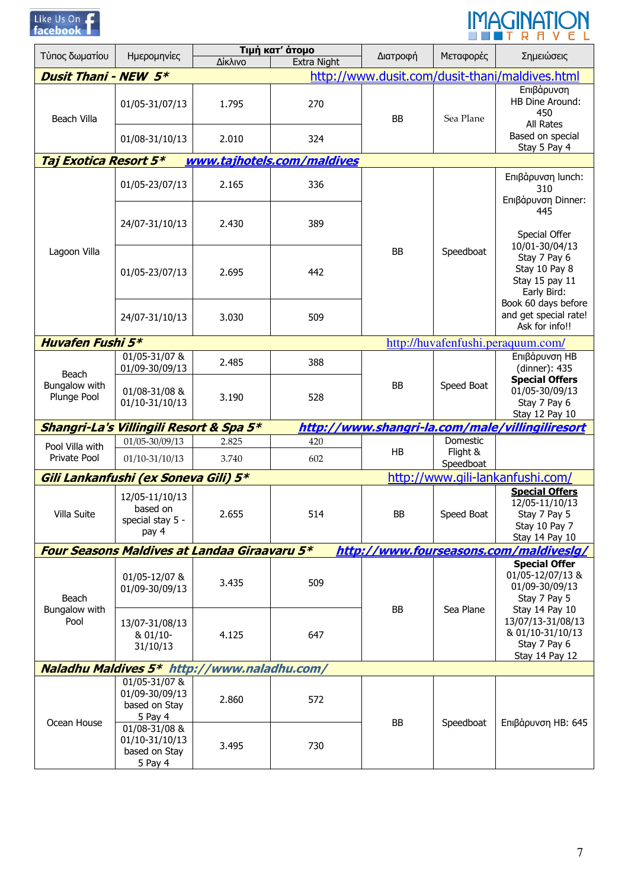| Τύπος δωματίου | Ημερομηνίες | Τιμή κατ' άτομο Δίκλινο | Τιμή κατ' άτομο Extra Night | Διατροφή | Μεταφορές | Σημειώσεις |
|---|---|---|---|---|---|---|
| **Dusit Thani - NEW 5*** | | | http://www.dusit.com/dusit-thani/maldives.html | | | |
| Beach Villa | 01/05-31/07/13 | 1.795 | 270 | BB | Sea Plane | Επιβάρυνση HB Dine Around: 450 All Rates Based on special Stay 5 Pay 4 |
| | 01/08-31/10/13 | 2.010 | 324 | | | |
| **Taj Exotica Resort 5*** | www.tajhotels.com/maldives | | | | | |
| Lagoon Villa | 01/05-23/07/13 | 2.165 | 336 | BB | Speedboat | Επιβάρυνση lunch: 310 Επιβάρυνση Dinner: 445 Special Offer 10/01-30/04/13 Stay 7 Pay 6 Stay 10 Pay 8 Stay 15 pay 11 Early Bird: Book 60 days before and get special rate! Ask for info!! |
| | 24/07-31/10/13 | 2.430 | 389 | | | |
| | 01/05-23/07/13 | 2.695 | 442 | | | |
| | 24/07-31/10/13 | 3.030 | 509 | | | |
| **Huvafen Fushi 5*** | | | | http://huvafenfushi.peraqum.com/ | | |
| Beach Bungalow with Plunge Pool | 01/05-31/07 & 01/09-30/09/13 | 2.485 | 388 | BB | Speed Boat | Επιβάρυνση HB (dinner): 435 **Special Offers** 01/05-30/09/13 Stay 7 Pay 6 Stay 12 Pay 10 |
| | 01/08-31/08 & 01/10-31/10/13 | 3.190 | 528 | | | |
| **Shangri-La's Villingili Resort & Spa 5*** | | | http://www.shangri-la.com/male/villingiliresort | | | |
| Pool Villa with Private Pool | 01/05-30/09/13 | 2.825 | 420 | HB | Domestic Flight & Speedboat | |
| | 01/10-31/10/13 | 3.740 | 602 | | | |
| **Gili Lankanfushi (ex Soneva Gili) 5*** | | | | http://www.gili-lankanfushi.com/ | | |
| Villa Suite | 12/05-11/10/13 based on special stay 5 - pay 4 | 2.655 | 514 | BB | Speed Boat | **Special Offers** 12/05-11/10/13 Stay 7 Pay 5 Stay 10 Pay 7 Stay 14 Pay 10 |
| **Four Seasons Maldives at Landaa Giraavaru 5*** | | | | http://www.fourseasons.com/maldiveslg/ | | |
| Beach Bungalow with Pool | 01/05-12/07 & 01/09-30/09/13 | 3.435 | 509 | BB | Sea Plane | **Special Offer** 01/05-12/07/13 & 01/09-30/09/13 Stay 7 Pay 5 Stay 14 Pay 10 13/07/13-31/08/13 & 01/10-31/10/13 Stay 7 Pay 6 Stay 14 Pay 12 |
| | 13/07-31/08/13 & 01/10-31/10/13 | 4.125 | 647 | | | |
| **Naladhu Maldives 5*** http://www.naladhu.com/ | | | | | | |
| Ocean House | 01/05-31/07 & 01/09-30/09/13 based on Stay 5 Pay 4 | 2.860 | 572 | BB | Speedboat | Επιβάρυνση HB: 645 |
| | 01/08-31/08 & 01/10-31/10/13 based on Stay 5 Pay 4 | 3.495 | 730 | | | |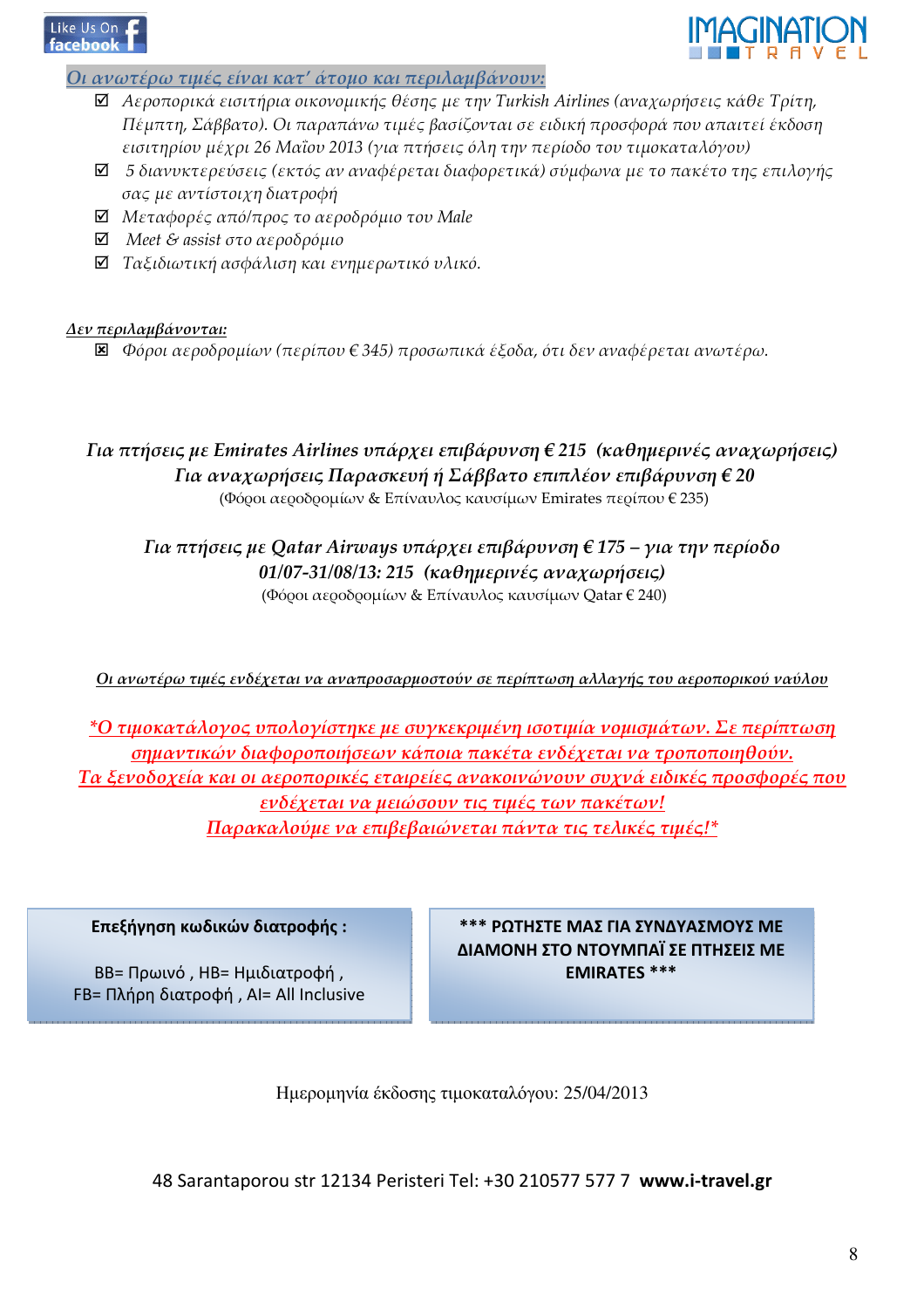*Οι ανωτέρω τιμές είναι κατ' άτομο και περιλαμβάνουν:*

- ☑ *Αεροπορικά εισιτήρια οικονομικής θέσης με την Turkish Airlines (αναχωρήσεις κάθε Τρίτη, Πέμπτη, Σάββατο). Οι παραπάνω τιμές βασίζονται σε ειδική προσφορά που απαιτεί έκδοση εισιτηρίου μέχρι 26 Μαΐου 2013 (για πτήσεις όλη την περίοδο του τιμοκαταλόγου)*
- ☑ *5 διανυκτερεύσεις (εκτός αν αναφέρεται διαφορετικά) σύμφωνα με το πακέτο της επιλογής σας με αντίστοιχη διατροφή*
- ☑ *Μεταφορές από/προς το αεροδρόμιο του Male*
- ☑ *Meet & assist στο αεροδρόμιο*
- ☑ *Ταξιδιωτική ασφάλιση και ενημερωτικό υλικό.*

*Δεν περιλαμβάνονται:*

- ☒ *Φόροι αεροδρομίων (περίπου € 345) προσωπικά έξοδα, ότι δεν αναφέρεται ανωτέρω.*

***Για πτήσεις με Emirates Airlines υπάρχει επιβάρυνση € 215 (καθημερινές αναχωρήσεις)***
***Για αναχωρήσεις Παρασκευή ή Σάββατο επιπλέον επιβάρυνση € 20***
(Φόροι αεροδρομίων & Επίναυλος καυσίμων Emirates περίπου € 235)

***Για πτήσεις με Qatar Airways υπάρχει επιβάρυνση € 175 – για την περίοδο 01/07-31/08/13: 215 (καθημερινές αναχωρήσεις)***
(Φόροι αεροδρομίων & Επίναυλος καυσίμων Qatar € 240)

*Οι ανωτέρω τιμές ενδέχεται να αναπροσαρμοστούν σε περίπτωση αλλαγής του αεροπορικού ναύλου*

*\*Ο τιμοκατάλογος υπολογίστηκε με συγκεκριμένη ισοτιμία νομισμάτων. Σε περίπτωση σημαντικών διαφοροποιήσεων κάποια πακέτα ενδέχεται να τροποποιηθούν.*
*Τα ξενοδοχεία και οι αεροπορικές εταιρείες ανακοινώνουν συχνά ειδικές προσφορές που ενδέχεται να μειώσουν τις τιμές των πακέτων!*
*Παρακαλούμε να επιβεβαιώνεται πάντα τις τελικές τιμές!\**

**Επεξήγηση κωδικών διατροφής :**

BB= Πρωινό , HB= Ημιδιατροφή , FB= Πλήρη διατροφή , AI= All Inclusive

**\*\*\* ΡΩΤΗΣΤΕ ΜΑΣ ΓΙΑ ΣΥΝΔΥΑΣΜΟΥΣ ΜΕ ΔΙΑΜΟΝΗ ΣΤΟ ΝΤΟΥΜΠΑΪ ΣΕ ΠΤΗΣΕΙΣ ΜΕ EMIRATES \*\*\***

Ημερομηνία έκδοσης τιμοκαταλόγου: 25/04/2013

48 Sarantaporou str 12134 Peristeri Tel: +30 210577 577 7 **www.i-travel.gr**